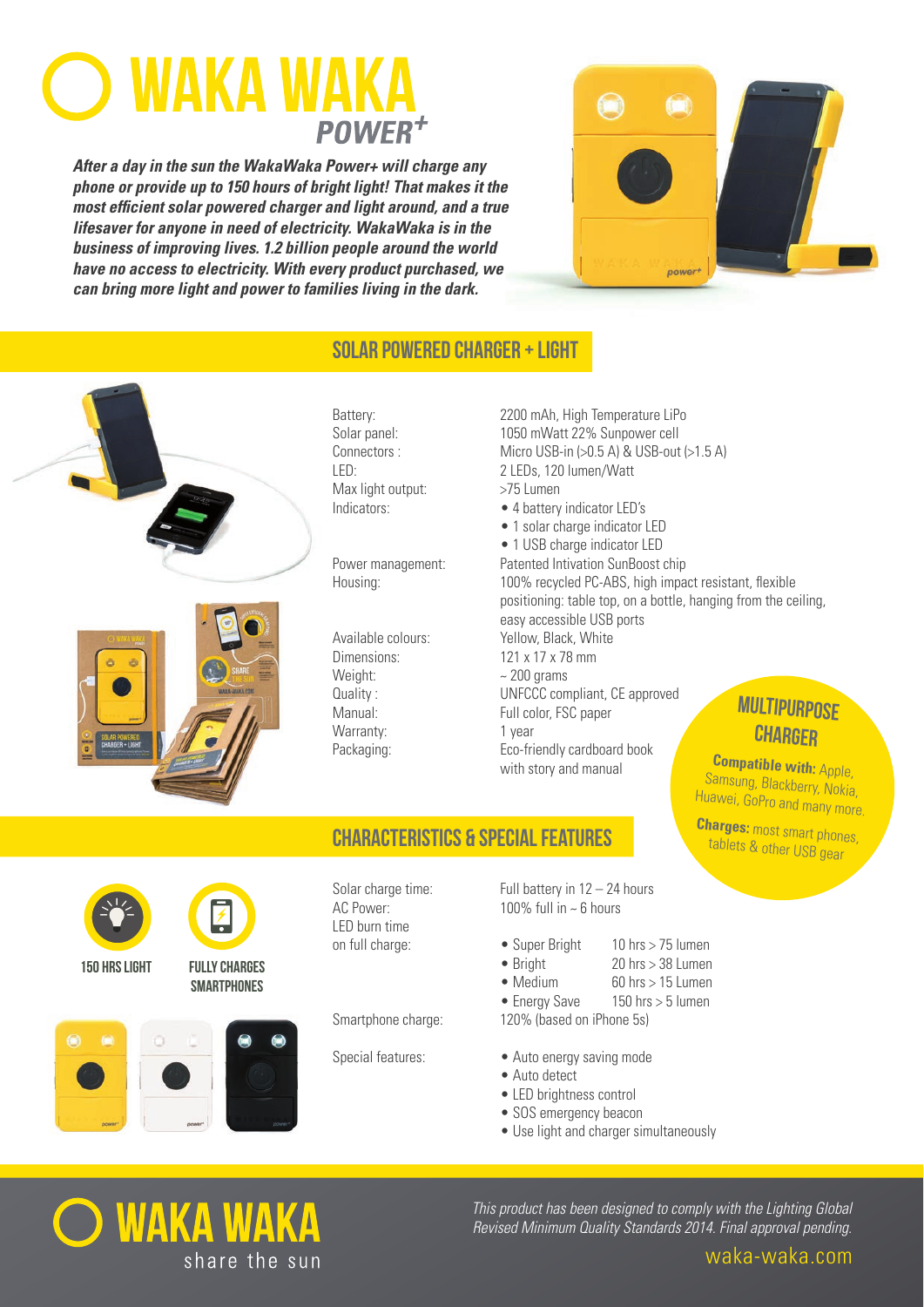# WAKA WAKA *POWER+*

***After a day in the sun the WakaWaka Power+ will charge any phone or provide up to 150 hours of bright light! That makes it the most efficient solar powered charger and light around, and a true lifesaver for anyone in need of electricity. WakaWaka is in the business of improving lives. 1.2 billion people around the world have no access to electricity. With every product purchased, we can bring more light and power to families living in the dark.***

## SOLAR POWERED CHARGER + LIGHT

| | |
|---|---|
| Battery: | 2200 mAh, High Temperature LiPo |
| Solar panel: | 1050 mWatt 22% Sunpower cell |
| Connectors : | Micro USB-in (>0.5 A) & USB-out (>1.5 A) |
| LED: | 2 LEDs, 120 lumen/Watt |
| Max light output: | >75 Lumen |
| Indicators: | • 4 battery indicator LED's<br>• 1 solar charge indicator LED<br>• 1 USB charge indicator LED |
| Power management: | Patented Intivation SunBoost chip |
| Housing: | 100% recycled PC-ABS, high impact resistant, flexible positioning: table top, on a bottle, hanging from the ceiling, easy accessible USB ports |
| Available colours: | Yellow, Black, White |
| Dimensions: | 121 x 17 x 78 mm |
| Weight: | ~ 200 grams |
| Quality : | UNFCCC compliant, CE approved |
| Manual: | Full color, FSC paper |
| Warranty: | 1 year |
| Packaging: | Eco-friendly cardboard book with story and manual |

### MULTIPURPOSE CHARGER

**Compatible with:** Apple, Samsung, Blackberry, Nokia, Huawei, GoPro and many more.

**Charges:** most smart phones, tablets & other USB gear

## CHARACTERISTICS & SPECIAL FEATURES

150 HRS LIGHT

FULLY CHARGES SMARTPHONES

| | | |
|---|---|---|
| Solar charge time: | Full battery in 12 – 24 hours | |
| AC Power: | 100% full in ~ 6 hours | |
| LED burn time on full charge: | • Super Bright | 10 hrs > 75 lumen |
| | • Bright | 20 hrs > 38 Lumen |
| | • Medium | 60 hrs > 15 Lumen |
| | • Energy Save | 150 hrs > 5 lumen |
| Smartphone charge: | 120% (based on iPhone 5s) | |

Special features:

- Auto energy saving mode
- Auto detect
- LED brightness control
- SOS emergency beacon
- Use light and charger simultaneously

**WAKA WAKA** share the sun

*This product has been designed to comply with the Lighting Global Revised Minimum Quality Standards 2014. Final approval pending.*

waka-waka.com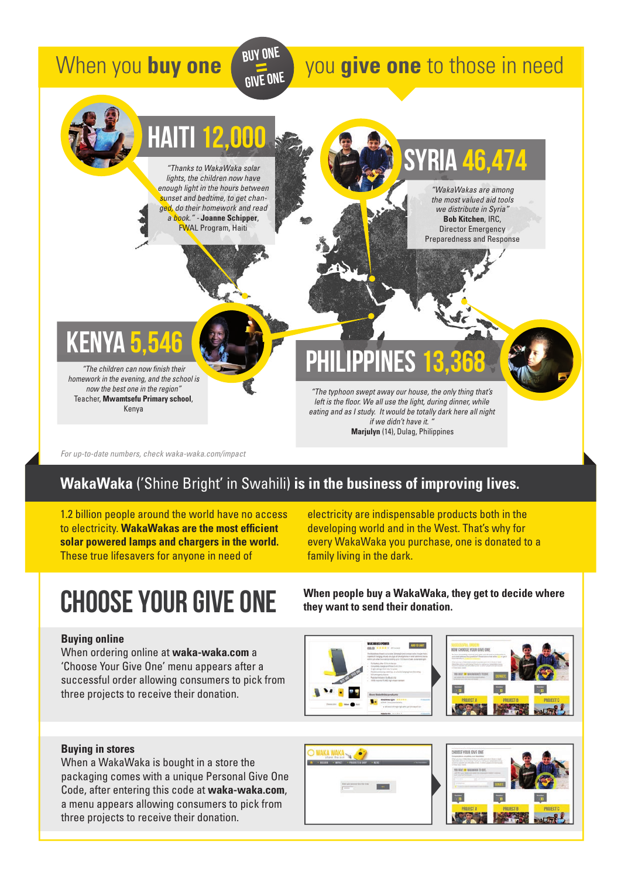# When you **buy one** you **give one** to those in need

BUY ONE = GIVE ONE

## HAITI 12,000

*"Thanks to WakaWaka solar lights, the children now have enough light in the hours between sunset and bedtime, to get changed, do their homework and read a book."* - **Joanne Schipper**, FWAL Program, Haiti

## SYRIA 46,474

*"WakaWakas are among the most valued aid tools we distribute in Syria"*
**Bob Kitchen**, IRC, Director Emergency Preparedness and Response

## KENYA 5,546

*"The children can now finish their homework in the evening, and the school is now the best one in the region"*
Teacher, **Mwamtsefu Primary school**, Kenya

## PHILIPPINES 13,368

*"The typhoon swept away our house, the only thing that's left is the floor. We all use the light, during dinner, while eating and as I study. It would be totally dark here all night if we didn't have it."*
**Marjulyn** (14), Dulag, Philippines

*For up-to-date numbers, check waka-waka.com/impact*

## **WakaWaka** ('Shine Bright' in Swahili) **is in the business of improving lives.**

1.2 billion people around the world have no access to electricity. **WakaWakas are the most efficient solar powered lamps and chargers in the world.** These true lifesavers for anyone in need of electricity are indispensable products both in the developing world and in the West. That's why for every WakaWaka you purchase, one is donated to a family living in the dark.

# CHOOSE YOUR GIVE ONE

**When people buy a WakaWaka, they get to decide where they want to send their donation.**

### Buying online

When ordering online at **waka-waka.com** a 'Choose Your Give One' menu appears after a successful order allowing consumers to pick from three projects to receive their donation.

### Buying in stores

When a WakaWaka is bought in a store the packaging comes with a unique Personal Give One Code, after entering this code at **waka-waka.com**, a menu appears allowing consumers to pick from three projects to receive their donation.